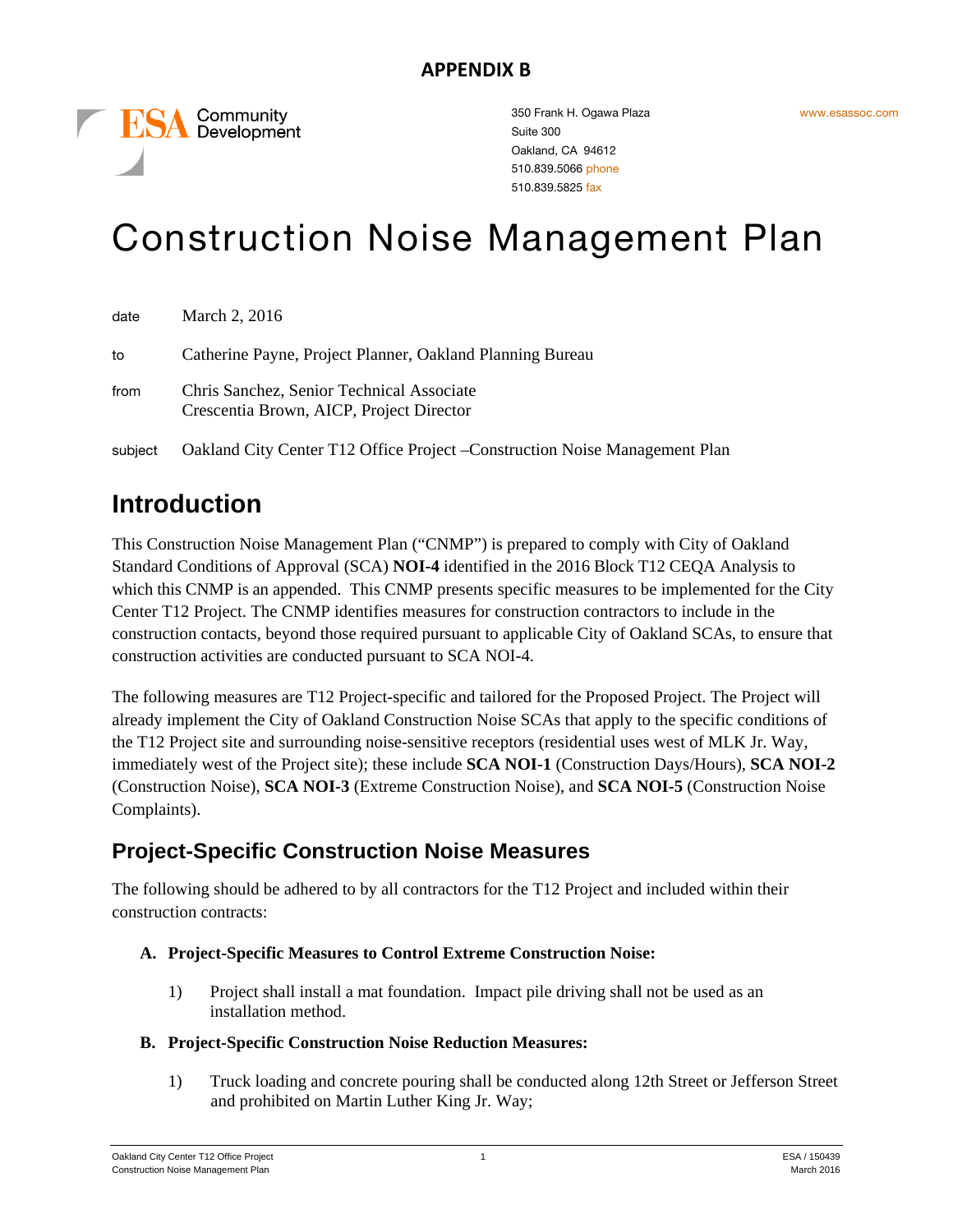**APPENDIX B**

ESA Community Development

350 Frank H. Ogawa Plaza
Suite 300
Oakland, CA 94612
510.839.5066 phone
510.839.5825 fax

www.esassoc.com

# Construction Noise Management Plan

| | |
|---|---|
| date | March 2, 2016 |
| to | Catherine Payne, Project Planner, Oakland Planning Bureau |
| from | Chris Sanchez, Senior Technical Associate<br>Crescentia Brown, AICP, Project Director |
| subject | Oakland City Center T12 Office Project –Construction Noise Management Plan |

## Introduction

This Construction Noise Management Plan ("CNMP") is prepared to comply with City of Oakland Standard Conditions of Approval (SCA) **NOI-4** identified in the 2016 Block T12 CEQA Analysis to which this CNMP is an appended. This CNMP presents specific measures to be implemented for the City Center T12 Project. The CNMP identifies measures for construction contractors to include in the construction contacts, beyond those required pursuant to applicable City of Oakland SCAs, to ensure that construction activities are conducted pursuant to SCA NOI-4.

The following measures are T12 Project-specific and tailored for the Proposed Project. The Project will already implement the City of Oakland Construction Noise SCAs that apply to the specific conditions of the T12 Project site and surrounding noise-sensitive receptors (residential uses west of MLK Jr. Way, immediately west of the Project site); these include **SCA NOI-1** (Construction Days/Hours), **SCA NOI-2** (Construction Noise), **SCA NOI-3** (Extreme Construction Noise), and **SCA NOI-5** (Construction Noise Complaints).

### Project-Specific Construction Noise Measures

The following should be adhered to by all contractors for the T12 Project and included within their construction contracts:

**A. Project-Specific Measures to Control Extreme Construction Noise:**

1) Project shall install a mat foundation. Impact pile driving shall not be used as an installation method.

**B. Project-Specific Construction Noise Reduction Measures:**

1) Truck loading and concrete pouring shall be conducted along 12th Street or Jefferson Street and prohibited on Martin Luther King Jr. Way;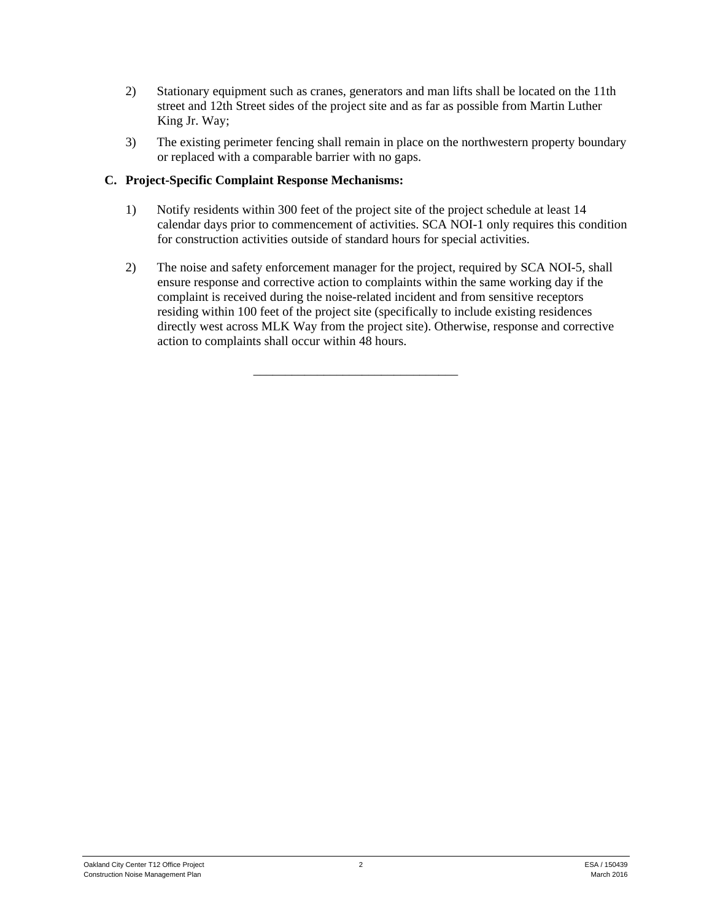2) Stationary equipment such as cranes, generators and man lifts shall be located on the 11th street and 12th Street sides of the project site and as far as possible from Martin Luther King Jr. Way;

3) The existing perimeter fencing shall remain in place on the northwestern property boundary or replaced with a comparable barrier with no gaps.

**C. Project-Specific Complaint Response Mechanisms:**

1) Notify residents within 300 feet of the project site of the project schedule at least 14 calendar days prior to commencement of activities. SCA NOI-1 only requires this condition for construction activities outside of standard hours for special activities.

2) The noise and safety enforcement manager for the project, required by SCA NOI-5, shall ensure response and corrective action to complaints within the same working day if the complaint is received during the noise-related incident and from sensitive receptors residing within 100 feet of the project site (specifically to include existing residences directly west across MLK Way from the project site). Otherwise, response and corrective action to complaints shall occur within 48 hours.

---